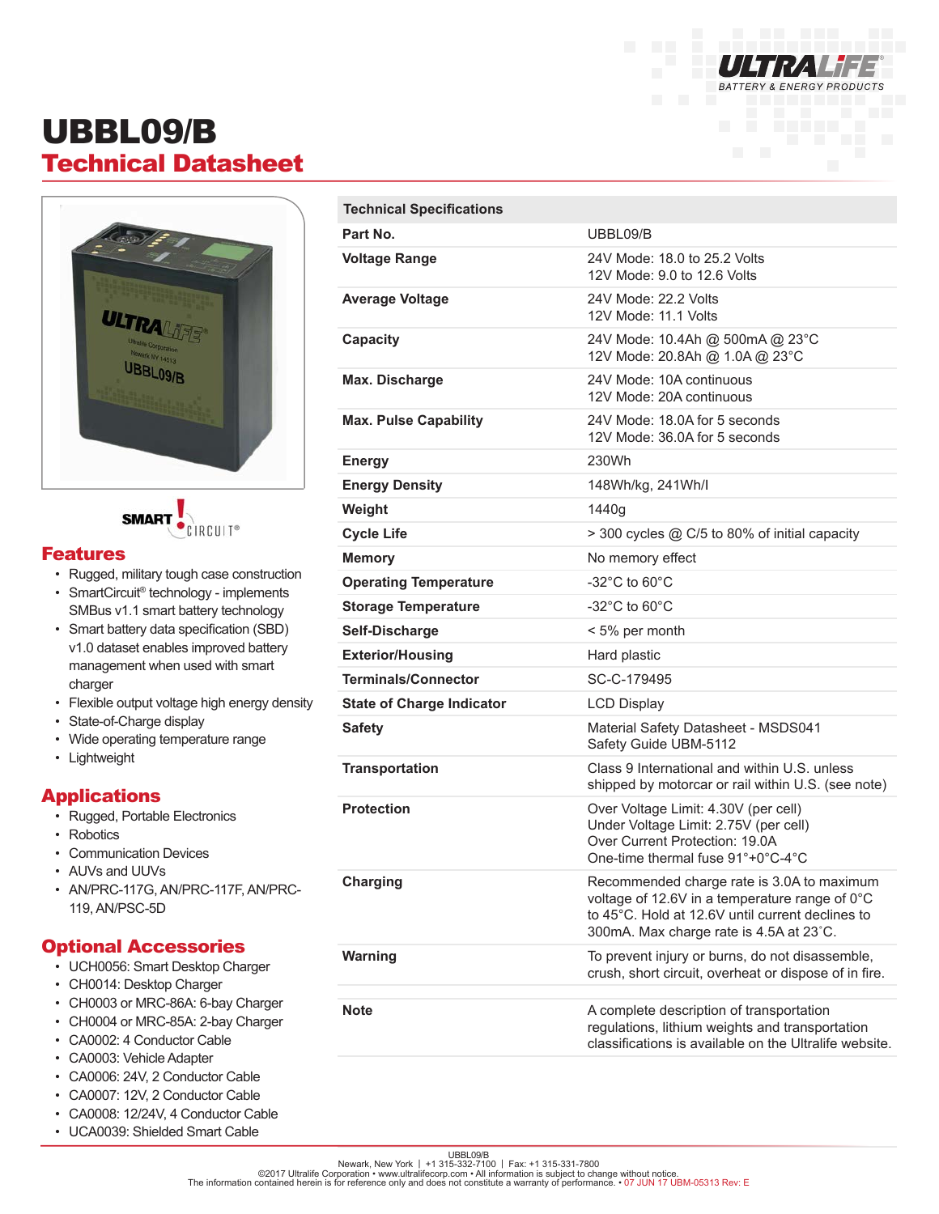# UBBL09/B
## Technical Datasheet

## Features

- Rugged, military tough case construction
- SmartCircuit® technology - implements SMBus v1.1 smart battery technology
- Smart battery data specification (SBD) v1.0 dataset enables improved battery management when used with smart charger
- Flexible output voltage high energy density
- State-of-Charge display
- Wide operating temperature range
- Lightweight

## Applications

- Rugged, Portable Electronics
- Robotics
- Communication Devices
- AUVs and UUVs
- AN/PRC-117G, AN/PRC-117F, AN/PRC-119, AN/PSC-5D

## Optional Accessories

- UCH0056: Smart Desktop Charger
- CH0014: Desktop Charger
- CH0003 or MRC-86A: 6-bay Charger
- CH0004 or MRC-85A: 2-bay Charger
- CA0002: 4 Conductor Cable
- CA0003: Vehicle Adapter
- CA0006: 24V, 2 Conductor Cable
- CA0007: 12V, 2 Conductor Cable
- CA0008: 12/24V, 4 Conductor Cable
- UCA0039: Shielded Smart Cable

| Technical Specifications | |
|---|---|
| **Part No.** | UBBL09/B |
| **Voltage Range** | 24V Mode: 18.0 to 25.2 Volts<br>12V Mode: 9.0 to 12.6 Volts |
| **Average Voltage** | 24V Mode: 22.2 Volts<br>12V Mode: 11.1 Volts |
| **Capacity** | 24V Mode: 10.4Ah @ 500mA @ 23°C<br>12V Mode: 20.8Ah @ 1.0A @ 23°C |
| **Max. Discharge** | 24V Mode: 10A continuous<br>12V Mode: 20A continuous |
| **Max. Pulse Capability** | 24V Mode: 18.0A for 5 seconds<br>12V Mode: 36.0A for 5 seconds |
| **Energy** | 230Wh |
| **Energy Density** | 148Wh/kg, 241Wh/l |
| **Weight** | 1440g |
| **Cycle Life** | > 300 cycles @ C/5 to 80% of initial capacity |
| **Memory** | No memory effect |
| **Operating Temperature** | -32°C to 60°C |
| **Storage Temperature** | -32°C to 60°C |
| **Self-Discharge** | < 5% per month |
| **Exterior/Housing** | Hard plastic |
| **Terminals/Connector** | SC-C-179495 |
| **State of Charge Indicator** | LCD Display |
| **Safety** | Material Safety Datasheet - MSDS041<br>Safety Guide UBM-5112 |
| **Transportation** | Class 9 International and within U.S. unless shipped by motorcar or rail within U.S. (see note) |
| **Protection** | Over Voltage Limit: 4.30V (per cell)<br>Under Voltage Limit: 2.75V (per cell)<br>Over Current Protection: 19.0A<br>One-time thermal fuse 91°+0°C-4°C |
| **Charging** | Recommended charge rate is 3.0A to maximum voltage of 12.6V in a temperature range of 0°C to 45°C. Hold at 12.6V until current declines to 300mA. Max charge rate is 4.5A at 23°C. |
| **Warning** | To prevent injury or burns, do not disassemble, crush, short circuit, overheat or dispose of in fire. |
| **Note** | A complete description of transportation regulations, lithium weights and transportation classifications is available on the Ultralife website. |

UBBL09/B
Newark, New York | +1 315-332-7100 | Fax: +1 315-331-7800
©2017 Ultralife Corporation • www.ultralifecorp.com • All information is subject to change without notice.
The information contained herein is for reference only and does not constitute a warranty of performance. • 07 JUN 17 UBM-05313 Rev: E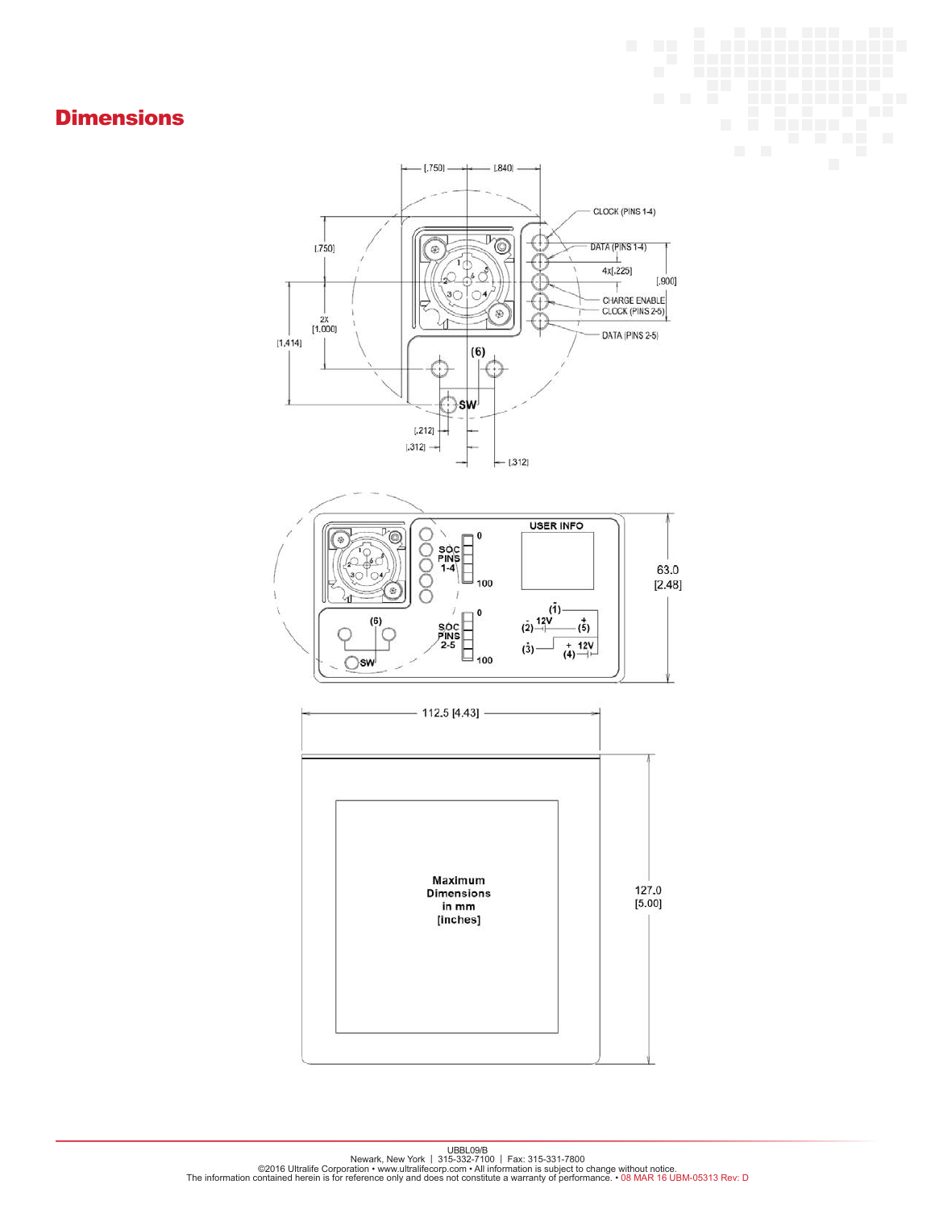# Dimensions

[.750] [.840]

CLOCK (PINS 1-4)

DATA (PINS 1-4)

4x[.225]

[.900]

CHARGE ENABLE

CLOCK (PINS 2-5)

DATA (PINS 2-5)

[.750]

2X [1.000]

[1.414]

(6)

SW

[.212]

[.312]

[.312]

USER INFO

SOC PINS 1-4

0

100

SOC PINS 2-5

0

100

(6)

SW

(1) (2) 12V (5)

(3) 12V (4)

63.0 [2.48]

112.5 [4.43]

127.0 [5.00]

**Maximum Dimensions in mm [inches]**

UBBL09/B

Newark, New York | 315-332-7100 | Fax: 315-331-7800

©2016 Ultralife Corporation • www.ultralifecorp.com • All information is subject to change without notice.

The information contained herein is for reference only and does not constitute a warranty of performance. • 08 MAR 16 UBM-05313 Rev: D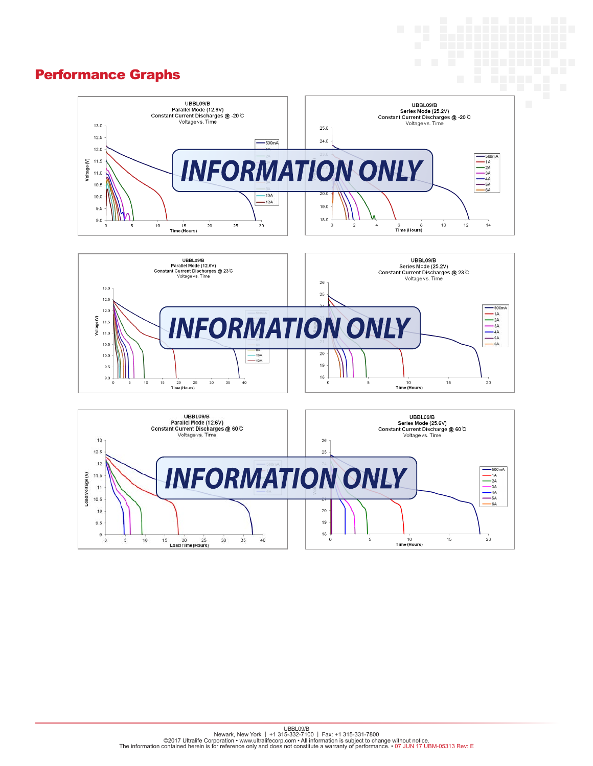## Performance Graphs

UBBL09/B
Parallel Mode (12.6V)
Constant Current Discharges @ -20˚C
Voltage vs. Time

Voltage (V)
13.0
12.5
12.0
11.5
11.0
10.5
10.0
9.5
9.0
0 5 10 15 20 25 30
Time (Hours)

500mA
10A
12A

INFORMATION ONLY

UBBL09/B
Series Mode (25.2V)
Constant Current Discharges @ -20˚C
Voltage vs. Time

25.0
24.0
20.0
19.0
18.0
0 2 4 6 8 10 12 14
Time (Hours)

500mA
1A
2A
3A
4A
5A
6A

INFORMATION ONLY

UBBL09/B
Parallel Mode (12.6V)
Constant Current Discharges @ 23˚C
Voltage vs. Time

Voltage (V)
13.0
12.5
12.0
11.5
11.0
10.5
10.0
9.5
9.0
0 5 10 15 20 25 30 35 40
Time (Hours)

10A
12A

INFORMATION ONLY

UBBL09/B
Series Mode (25.2V)
Constant Current Discharges @ 23˚C
Voltage vs. Time

26
25
20
19
18
0 5 10 15 20
Time (Hours)

500mA
1A
2A
3A
4A
5A
6A

INFORMATION ONLY

UBBL09/B
Parallel Mode (12.6V)
Constant Current Discharges @ 60˚C
Voltage vs. Time

Load Voltage (V)
13
12.5
12
11.5
11
10.5
10
9.5
9
0 5 10 15 20 25 30 35 40
Load Time (Hours)

INFORMATION ONLY

UBBL09/B
Series Mode (25.6V)
Constant Current Discharge @ 60˚C
Voltage vs. Time

26
25
20
19
18
0 5 10 15 20
Time (Hours)

500mA
1A
2A
3A
4A
5A
6A

INFORMATION ONLY

UBBL09/B
Newark, New York | +1 315-332-7100 | Fax: +1 315-331-7800
©2017 Ultralife Corporation • www.ultralifecorp.com • All information is subject to change without notice.
The information contained herein is for reference only and does not constitute a warranty of performance. • 07 JUN 17 UBM-05313 Rev: E